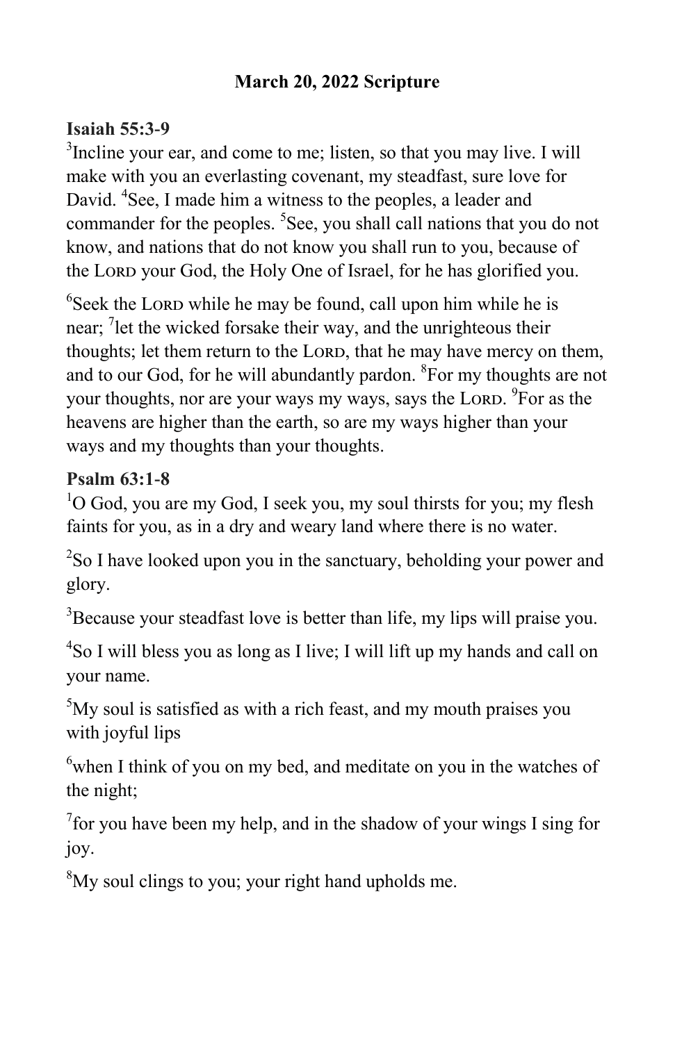**March 20, 2022 Scripture**

**Isaiah 55:3-9**

[3]Incline your ear, and come to me; listen, so that you may live. I will make with you an everlasting covenant, my steadfast, sure love for David. [4]See, I made him a witness to the peoples, a leader and commander for the peoples. [5]See, you shall call nations that you do not know, and nations that do not know you shall run to you, because of the LORD your God, the Holy One of Israel, for he has glorified you.

[6]Seek the LORD while he may be found, call upon him while he is near; [7]let the wicked forsake their way, and the unrighteous their thoughts; let them return to the LORD, that he may have mercy on them, and to our God, for he will abundantly pardon. [8]For my thoughts are not your thoughts, nor are your ways my ways, says the LORD. [9]For as the heavens are higher than the earth, so are my ways higher than your ways and my thoughts than your thoughts.

**Psalm 63:1-8**

[1]O God, you are my God, I seek you, my soul thirsts for you; my flesh faints for you, as in a dry and weary land where there is no water.

[2]So I have looked upon you in the sanctuary, beholding your power and glory.

[3]Because your steadfast love is better than life, my lips will praise you.

[4]So I will bless you as long as I live; I will lift up my hands and call on your name.

[5]My soul is satisfied as with a rich feast, and my mouth praises you with joyful lips

[6]when I think of you on my bed, and meditate on you in the watches of the night;

[7]for you have been my help, and in the shadow of your wings I sing for joy.

[8]My soul clings to you; your right hand upholds me.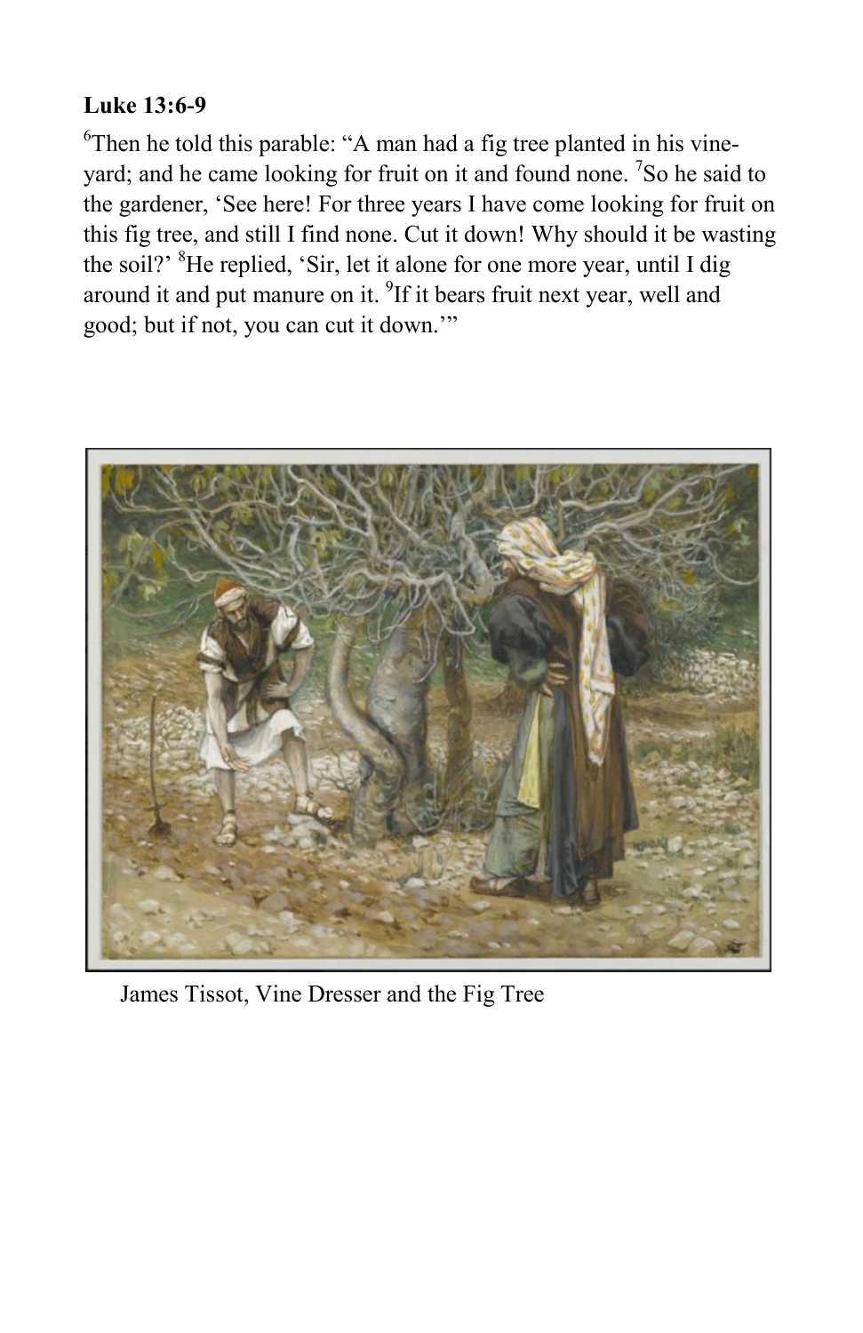**Luke 13:6-9**

[6]Then he told this parable: “A man had a fig tree planted in his vineyard; and he came looking for fruit on it and found none. [7]So he said to the gardener, ‘See here! For three years I have come looking for fruit on this fig tree, and still I find none. Cut it down! Why should it be wasting the soil?’ [8]He replied, ‘Sir, let it alone for one more year, until I dig around it and put manure on it. [9]If it bears fruit next year, well and good; but if not, you can cut it down.’”

James Tissot, Vine Dresser and the Fig Tree